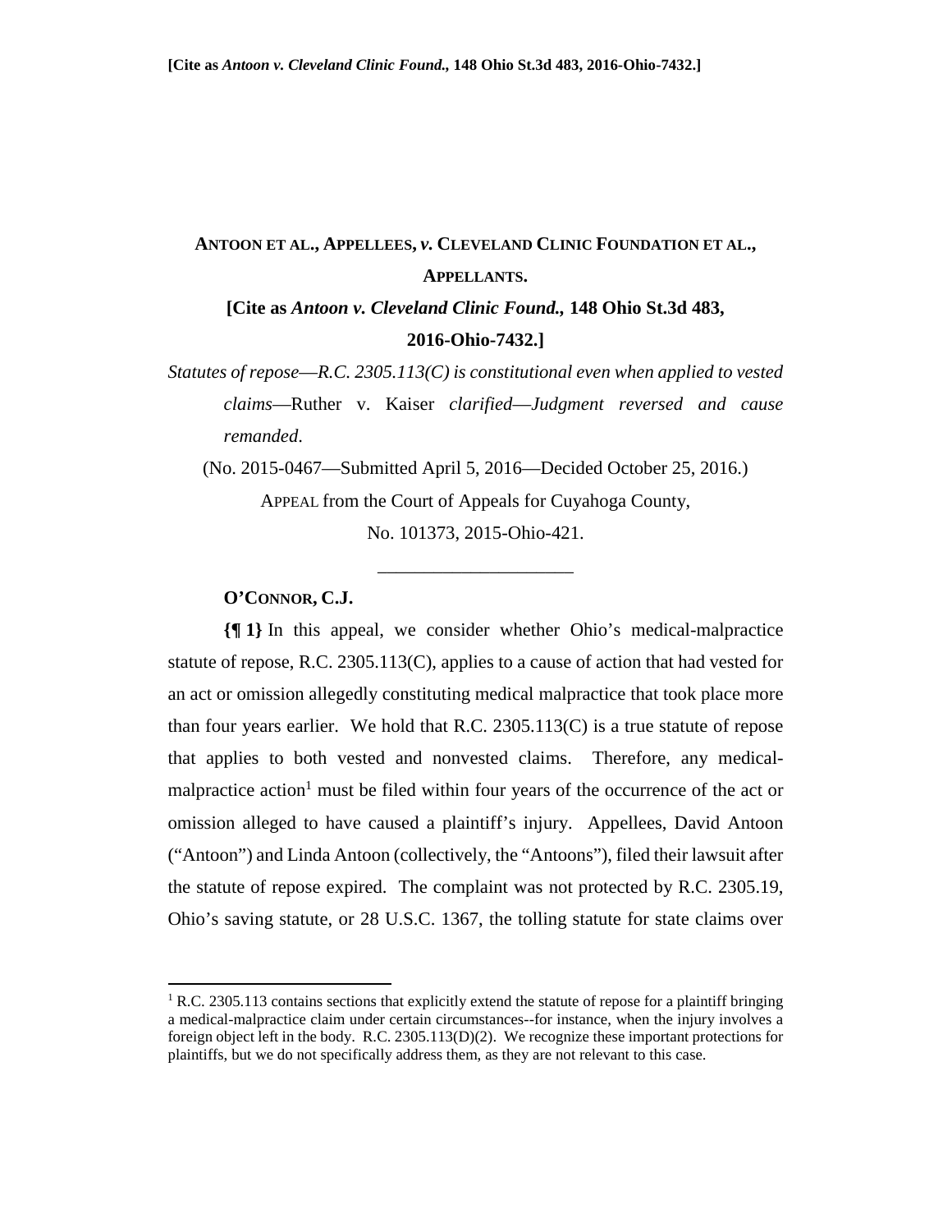[Cite as *Antoon v. Cleveland Clinic Found.*, 148 Ohio St.3d 483, 2016-Ohio-7432.]

**ANTOON ET AL., APPELLEES, *v.* CLEVELAND CLINIC FOUNDATION ET AL., APPELLANTS.**

**[Cite as *Antoon v. Cleveland Clinic Found.*, 148 Ohio St.3d 483, 2016-Ohio-7432.]**

*Statutes of repose—R.C. 2305.113(C) is constitutional even when applied to vested claims—*Ruther v. Kaiser *clarified—Judgment reversed and cause remanded.*

(No. 2015-0467—Submitted April 5, 2016—Decided October 25, 2016.)

APPEAL from the Court of Appeals for Cuyahoga County, No. 101373, 2015-Ohio-421.

---

**O'CONNOR, C.J.**

**{¶ 1}** In this appeal, we consider whether Ohio's medical-malpractice statute of repose, R.C. 2305.113(C), applies to a cause of action that had vested for an act or omission allegedly constituting medical malpractice that took place more than four years earlier. We hold that R.C. 2305.113(C) is a true statute of repose that applies to both vested and nonvested claims. Therefore, any medical-malpractice action[1] must be filed within four years of the occurrence of the act or omission alleged to have caused a plaintiff's injury. Appellees, David Antoon ("Antoon") and Linda Antoon (collectively, the "Antoons"), filed their lawsuit after the statute of repose expired. The complaint was not protected by R.C. 2305.19, Ohio's saving statute, or 28 U.S.C. 1367, the tolling statute for state claims over

[1] R.C. 2305.113 contains sections that explicitly extend the statute of repose for a plaintiff bringing a medical-malpractice claim under certain circumstances--for instance, when the injury involves a foreign object left in the body. R.C. 2305.113(D)(2). We recognize these important protections for plaintiffs, but we do not specifically address them, as they are not relevant to this case.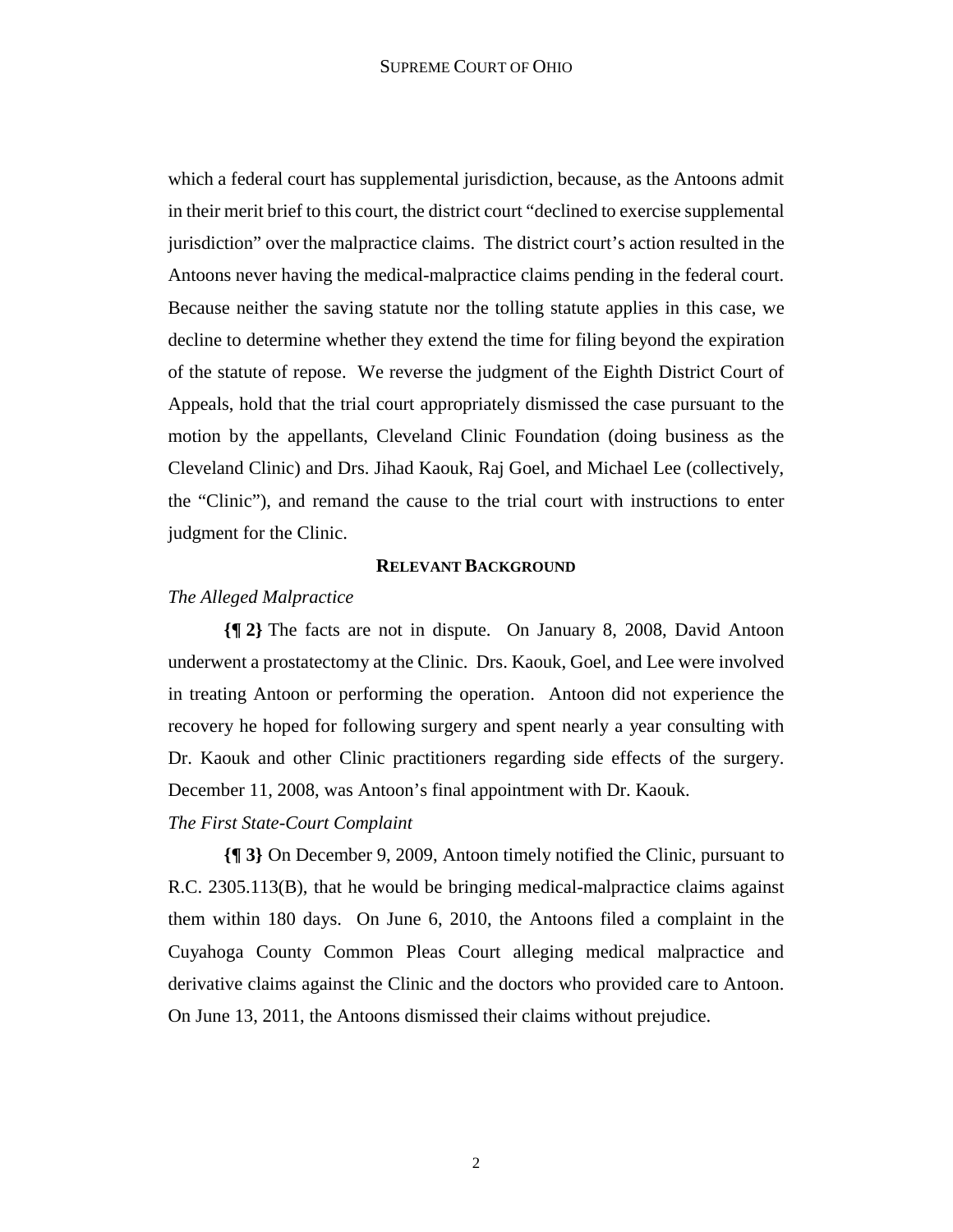which a federal court has supplemental jurisdiction, because, as the Antoons admit in their merit brief to this court, the district court "declined to exercise supplemental jurisdiction" over the malpractice claims. The district court's action resulted in the Antoons never having the medical-malpractice claims pending in the federal court. Because neither the saving statute nor the tolling statute applies in this case, we decline to determine whether they extend the time for filing beyond the expiration of the statute of repose. We reverse the judgment of the Eighth District Court of Appeals, hold that the trial court appropriately dismissed the case pursuant to the motion by the appellants, Cleveland Clinic Foundation (doing business as the Cleveland Clinic) and Drs. Jihad Kaouk, Raj Goel, and Michael Lee (collectively, the "Clinic"), and remand the cause to the trial court with instructions to enter judgment for the Clinic.

## RELEVANT BACKGROUND

*The Alleged Malpractice*

**{¶ 2}** The facts are not in dispute. On January 8, 2008, David Antoon underwent a prostatectomy at the Clinic. Drs. Kaouk, Goel, and Lee were involved in treating Antoon or performing the operation. Antoon did not experience the recovery he hoped for following surgery and spent nearly a year consulting with Dr. Kaouk and other Clinic practitioners regarding side effects of the surgery. December 11, 2008, was Antoon's final appointment with Dr. Kaouk.

*The First State-Court Complaint*

**{¶ 3}** On December 9, 2009, Antoon timely notified the Clinic, pursuant to R.C. 2305.113(B), that he would be bringing medical-malpractice claims against them within 180 days. On June 6, 2010, the Antoons filed a complaint in the Cuyahoga County Common Pleas Court alleging medical malpractice and derivative claims against the Clinic and the doctors who provided care to Antoon. On June 13, 2011, the Antoons dismissed their claims without prejudice.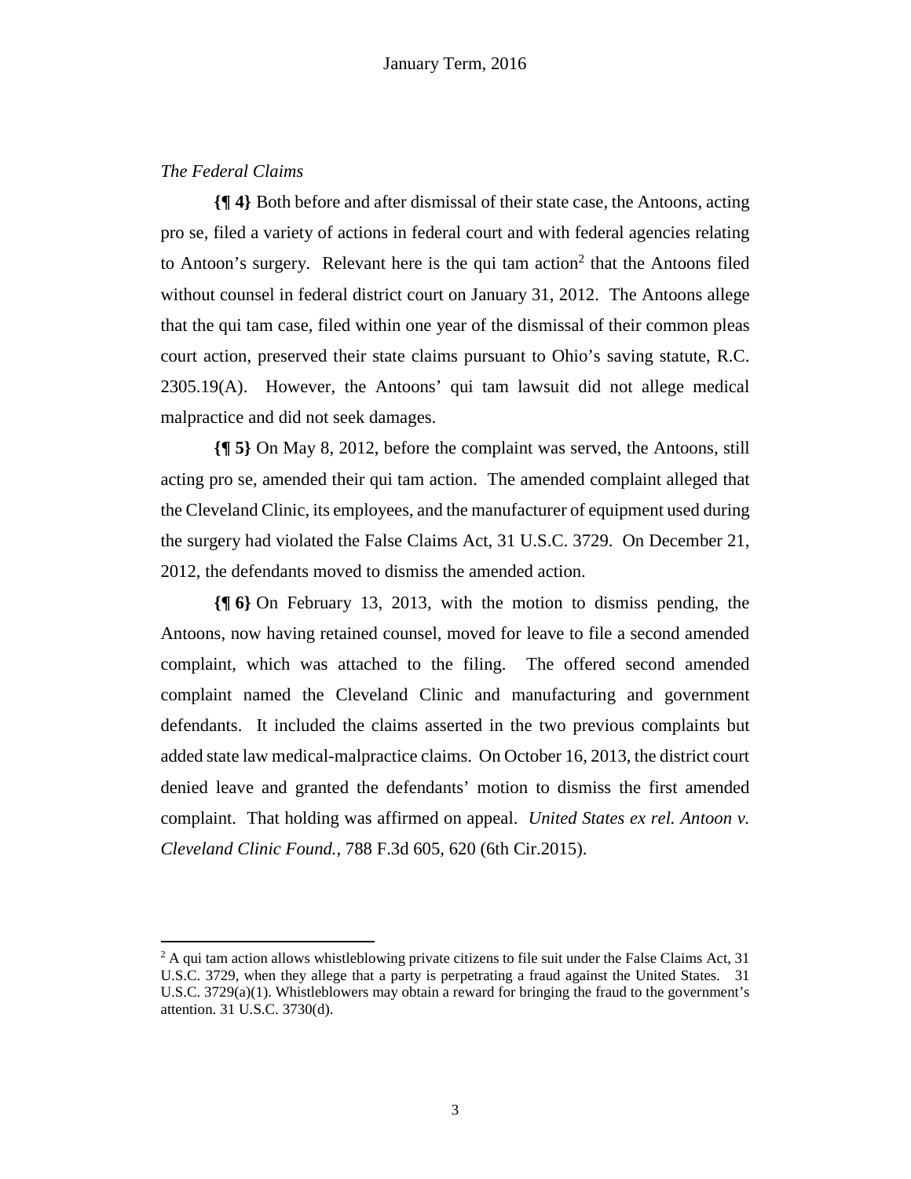*The Federal Claims*

**{¶ 4}** Both before and after dismissal of their state case, the Antoons, acting pro se, filed a variety of actions in federal court and with federal agencies relating to Antoon's surgery. Relevant here is the qui tam action[2] that the Antoons filed without counsel in federal district court on January 31, 2012. The Antoons allege that the qui tam case, filed within one year of the dismissal of their common pleas court action, preserved their state claims pursuant to Ohio's saving statute, R.C. 2305.19(A). However, the Antoons' qui tam lawsuit did not allege medical malpractice and did not seek damages.

**{¶ 5}** On May 8, 2012, before the complaint was served, the Antoons, still acting pro se, amended their qui tam action. The amended complaint alleged that the Cleveland Clinic, its employees, and the manufacturer of equipment used during the surgery had violated the False Claims Act, 31 U.S.C. 3729. On December 21, 2012, the defendants moved to dismiss the amended action.

**{¶ 6}** On February 13, 2013, with the motion to dismiss pending, the Antoons, now having retained counsel, moved for leave to file a second amended complaint, which was attached to the filing. The offered second amended complaint named the Cleveland Clinic and manufacturing and government defendants. It included the claims asserted in the two previous complaints but added state law medical-malpractice claims. On October 16, 2013, the district court denied leave and granted the defendants' motion to dismiss the first amended complaint. That holding was affirmed on appeal. *United States ex rel. Antoon v. Cleveland Clinic Found.*, 788 F.3d 605, 620 (6th Cir.2015).

---

[2] A qui tam action allows whistleblowing private citizens to file suit under the False Claims Act, 31 U.S.C. 3729, when they allege that a party is perpetrating a fraud against the United States. 31 U.S.C. 3729(a)(1). Whistleblowers may obtain a reward for bringing the fraud to the government's attention. 31 U.S.C. 3730(d).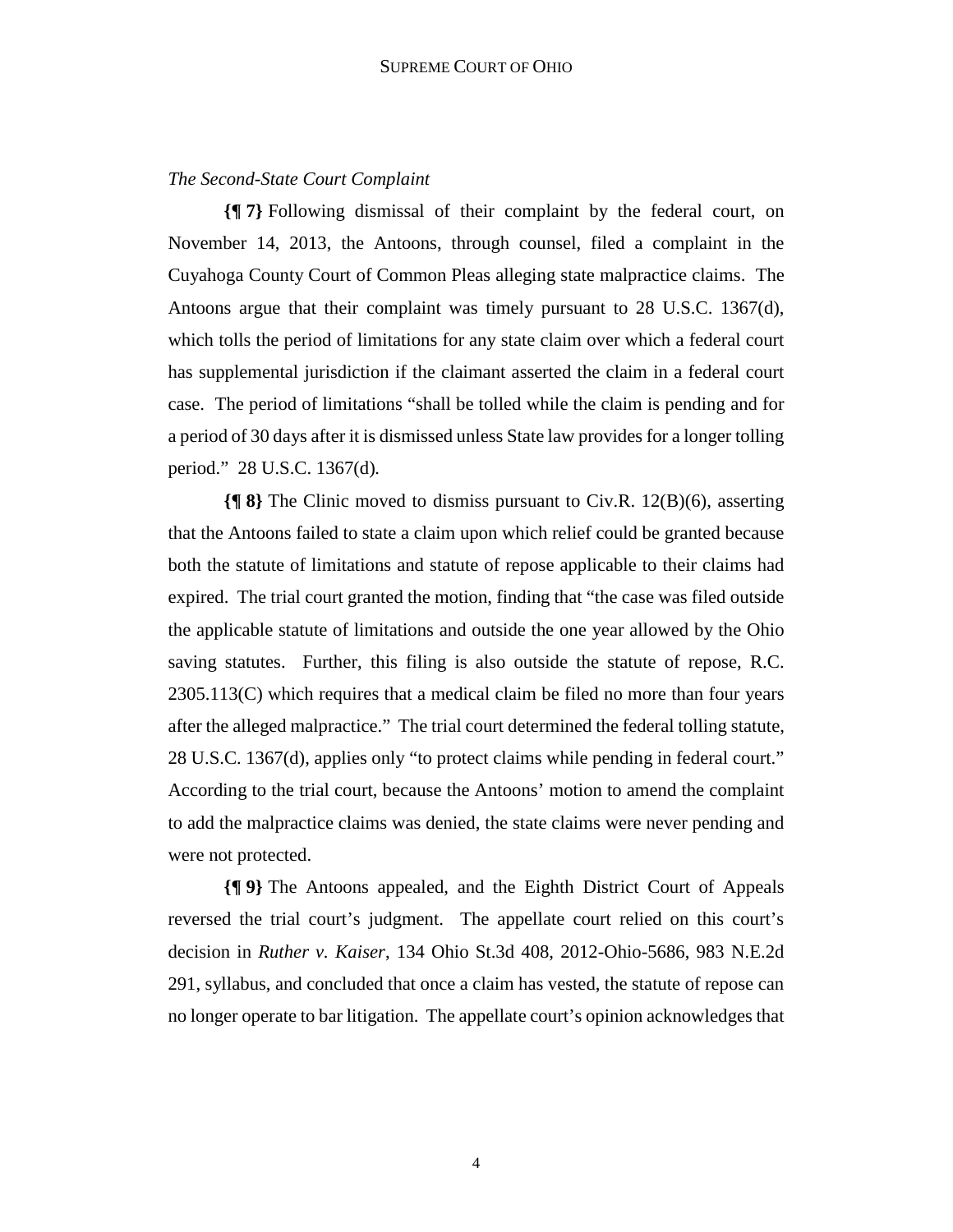*The Second-State Court Complaint*

**{¶ 7}** Following dismissal of their complaint by the federal court, on November 14, 2013, the Antoons, through counsel, filed a complaint in the Cuyahoga County Court of Common Pleas alleging state malpractice claims. The Antoons argue that their complaint was timely pursuant to 28 U.S.C. 1367(d), which tolls the period of limitations for any state claim over which a federal court has supplemental jurisdiction if the claimant asserted the claim in a federal court case. The period of limitations "shall be tolled while the claim is pending and for a period of 30 days after it is dismissed unless State law provides for a longer tolling period." 28 U.S.C. 1367(d).

**{¶ 8}** The Clinic moved to dismiss pursuant to Civ.R. 12(B)(6), asserting that the Antoons failed to state a claim upon which relief could be granted because both the statute of limitations and statute of repose applicable to their claims had expired. The trial court granted the motion, finding that "the case was filed outside the applicable statute of limitations and outside the one year allowed by the Ohio saving statutes. Further, this filing is also outside the statute of repose, R.C. 2305.113(C) which requires that a medical claim be filed no more than four years after the alleged malpractice." The trial court determined the federal tolling statute, 28 U.S.C. 1367(d), applies only "to protect claims while pending in federal court." According to the trial court, because the Antoons' motion to amend the complaint to add the malpractice claims was denied, the state claims were never pending and were not protected.

**{¶ 9}** The Antoons appealed, and the Eighth District Court of Appeals reversed the trial court's judgment. The appellate court relied on this court's decision in *Ruther v. Kaiser*, 134 Ohio St.3d 408, 2012-Ohio-5686, 983 N.E.2d 291, syllabus, and concluded that once a claim has vested, the statute of repose can no longer operate to bar litigation. The appellate court's opinion acknowledges that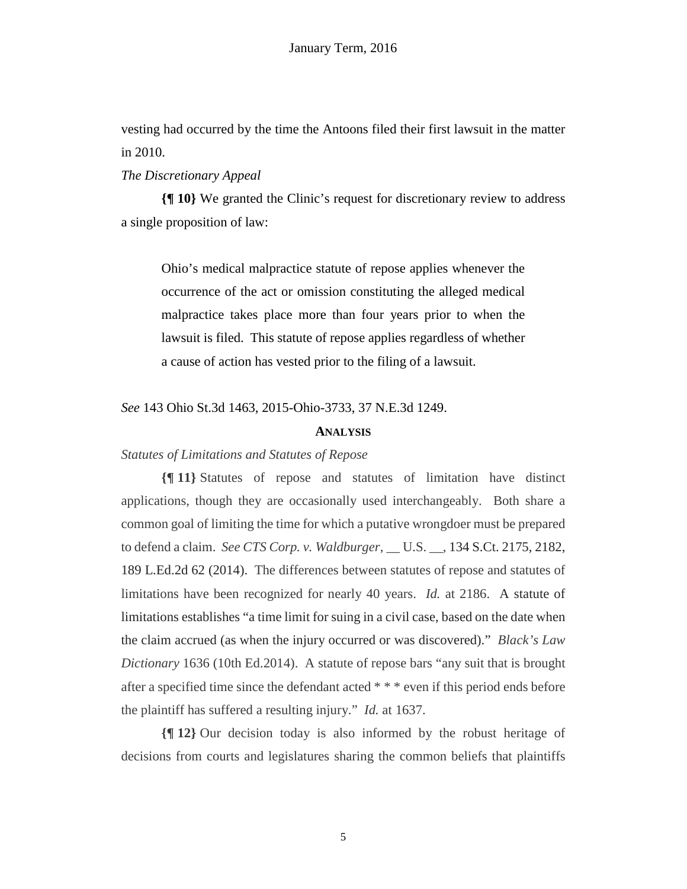vesting had occurred by the time the Antoons filed their first lawsuit in the matter in 2010.

*The Discretionary Appeal*

**{¶ 10}** We granted the Clinic's request for discretionary review to address a single proposition of law:

> Ohio's medical malpractice statute of repose applies whenever the occurrence of the act or omission constituting the alleged medical malpractice takes place more than four years prior to when the lawsuit is filed. This statute of repose applies regardless of whether a cause of action has vested prior to the filing of a lawsuit.

*See* 143 Ohio St.3d 1463, 2015-Ohio-3733, 37 N.E.3d 1249.

## ANALYSIS

*Statutes of Limitations and Statutes of Repose*

**{¶ 11}** Statutes of repose and statutes of limitation have distinct applications, though they are occasionally used interchangeably. Both share a common goal of limiting the time for which a putative wrongdoer must be prepared to defend a claim. *See CTS Corp. v. Waldburger*, __ U.S. __, 134 S.Ct. 2175, 2182, 189 L.Ed.2d 62 (2014). The differences between statutes of repose and statutes of limitations have been recognized for nearly 40 years. *Id.* at 2186. A statute of limitations establishes "a time limit for suing in a civil case, based on the date when the claim accrued (as when the injury occurred or was discovered)." *Black's Law Dictionary* 1636 (10th Ed.2014). A statute of repose bars "any suit that is brought after a specified time since the defendant acted * * * even if this period ends before the plaintiff has suffered a resulting injury." *Id.* at 1637.

**{¶ 12}** Our decision today is also informed by the robust heritage of decisions from courts and legislatures sharing the common beliefs that plaintiffs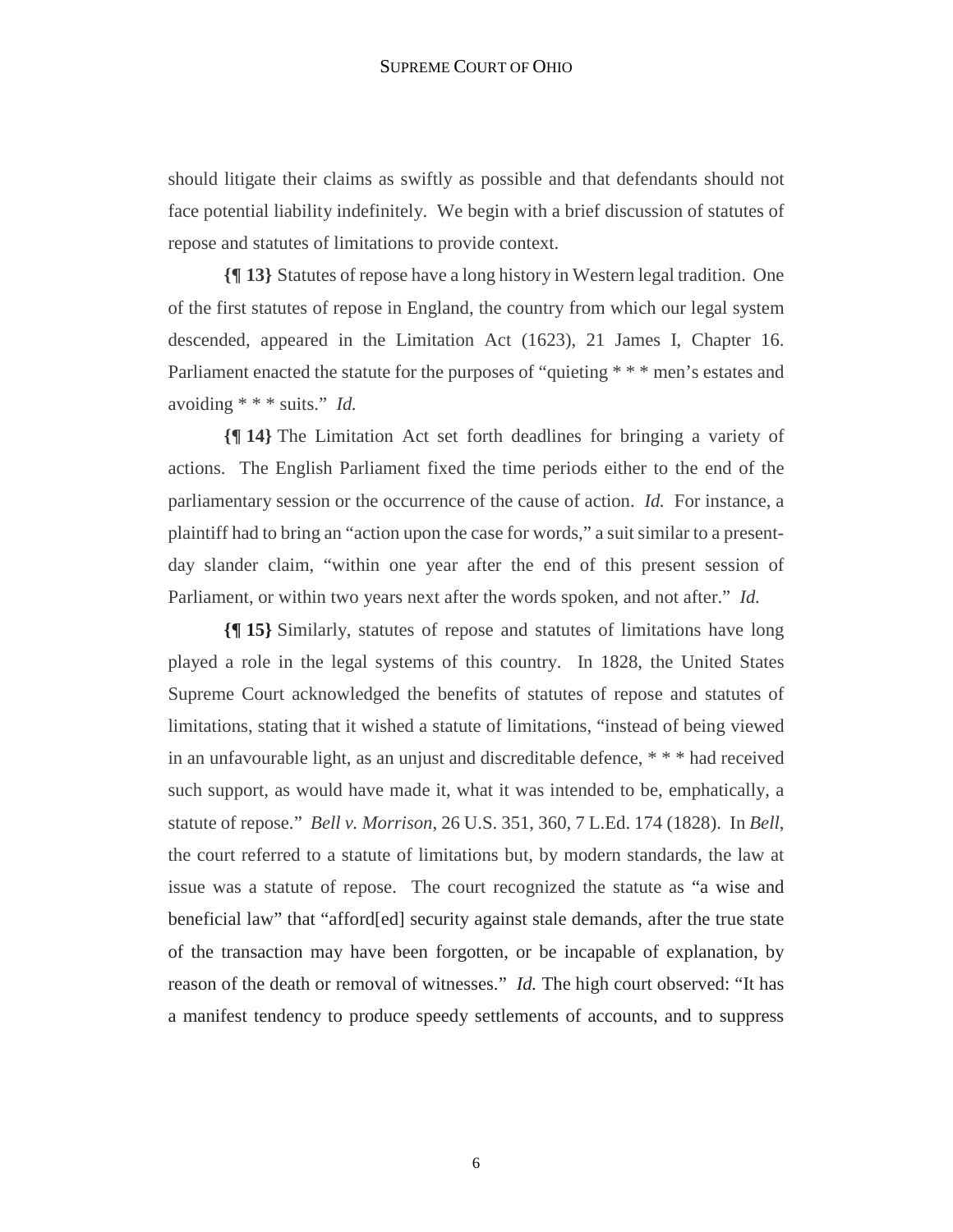should litigate their claims as swiftly as possible and that defendants should not face potential liability indefinitely. We begin with a brief discussion of statutes of repose and statutes of limitations to provide context.

**{¶ 13}** Statutes of repose have a long history in Western legal tradition. One of the first statutes of repose in England, the country from which our legal system descended, appeared in the Limitation Act (1623), 21 James I, Chapter 16. Parliament enacted the statute for the purposes of "quieting * * * men's estates and avoiding * * * suits." *Id.*

**{¶ 14}** The Limitation Act set forth deadlines for bringing a variety of actions. The English Parliament fixed the time periods either to the end of the parliamentary session or the occurrence of the cause of action. *Id.* For instance, a plaintiff had to bring an "action upon the case for words," a suit similar to a present-day slander claim, "within one year after the end of this present session of Parliament, or within two years next after the words spoken, and not after." *Id.*

**{¶ 15}** Similarly, statutes of repose and statutes of limitations have long played a role in the legal systems of this country. In 1828, the United States Supreme Court acknowledged the benefits of statutes of repose and statutes of limitations, stating that it wished a statute of limitations, "instead of being viewed in an unfavourable light, as an unjust and discreditable defence, * * * had received such support, as would have made it, what it was intended to be, emphatically, a statute of repose." *Bell v. Morrison*, 26 U.S. 351, 360, 7 L.Ed. 174 (1828). In *Bell*, the court referred to a statute of limitations but, by modern standards, the law at issue was a statute of repose. The court recognized the statute as "a wise and beneficial law" that "afford[ed] security against stale demands, after the true state of the transaction may have been forgotten, or be incapable of explanation, by reason of the death or removal of witnesses." *Id.* The high court observed: "It has a manifest tendency to produce speedy settlements of accounts, and to suppress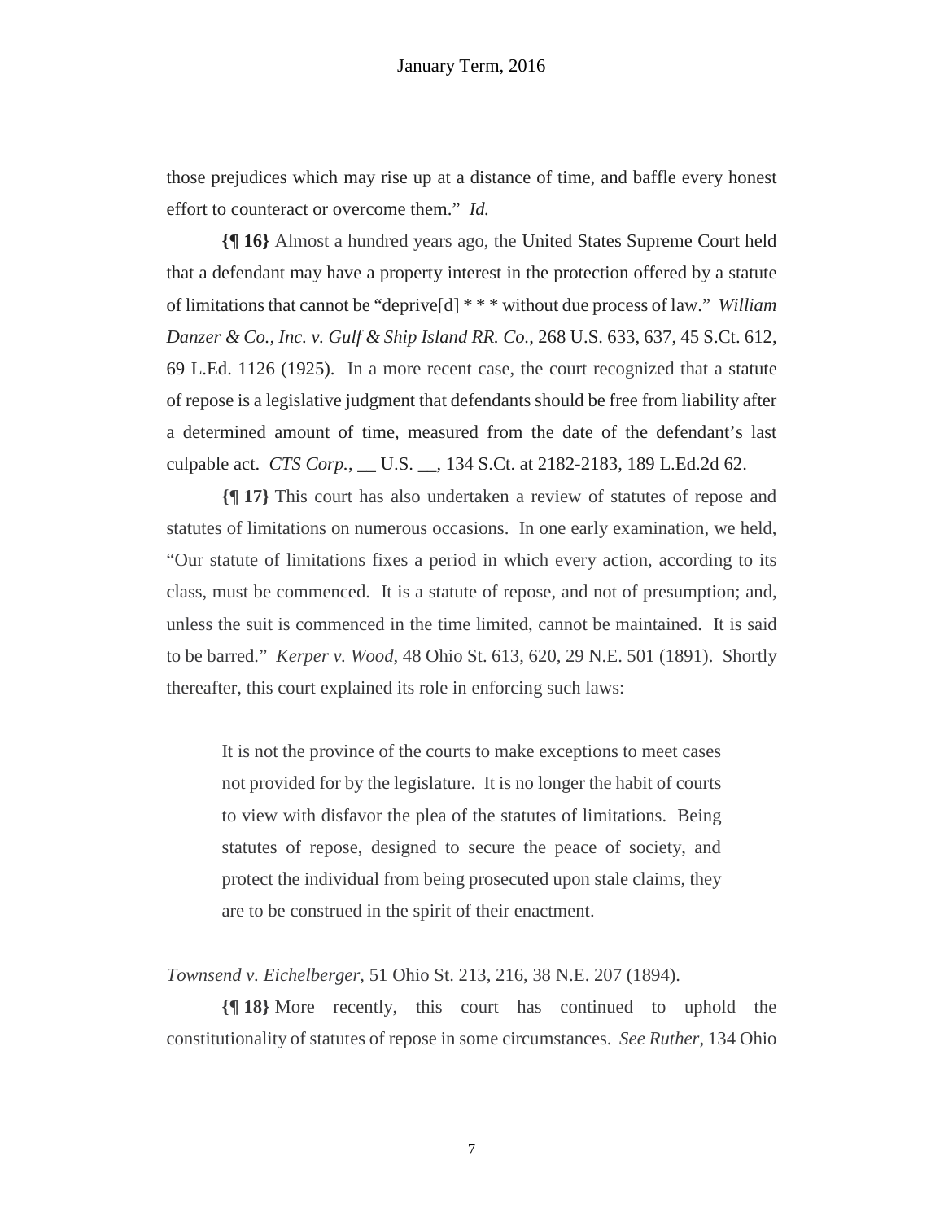those prejudices which may rise up at a distance of time, and baffle every honest effort to counteract or overcome them." *Id.*

**{¶ 16}** Almost a hundred years ago, the United States Supreme Court held that a defendant may have a property interest in the protection offered by a statute of limitations that cannot be "deprive[d] * * * without due process of law." *William Danzer & Co., Inc. v. Gulf & Ship Island RR. Co.*, 268 U.S. 633, 637, 45 S.Ct. 612, 69 L.Ed. 1126 (1925). In a more recent case, the court recognized that a statute of repose is a legislative judgment that defendants should be free from liability after a determined amount of time, measured from the date of the defendant's last culpable act. *CTS Corp.*, __ U.S. __, 134 S.Ct. at 2182-2183, 189 L.Ed.2d 62.

**{¶ 17}** This court has also undertaken a review of statutes of repose and statutes of limitations on numerous occasions. In one early examination, we held, "Our statute of limitations fixes a period in which every action, according to its class, must be commenced. It is a statute of repose, and not of presumption; and, unless the suit is commenced in the time limited, cannot be maintained. It is said to be barred." *Kerper v. Wood*, 48 Ohio St. 613, 620, 29 N.E. 501 (1891). Shortly thereafter, this court explained its role in enforcing such laws:

> It is not the province of the courts to make exceptions to meet cases not provided for by the legislature. It is no longer the habit of courts to view with disfavor the plea of the statutes of limitations. Being statutes of repose, designed to secure the peace of society, and protect the individual from being prosecuted upon stale claims, they are to be construed in the spirit of their enactment.

*Townsend v. Eichelberger*, 51 Ohio St. 213, 216, 38 N.E. 207 (1894).

**{¶ 18}** More recently, this court has continued to uphold the constitutionality of statutes of repose in some circumstances. *See Ruther*, 134 Ohio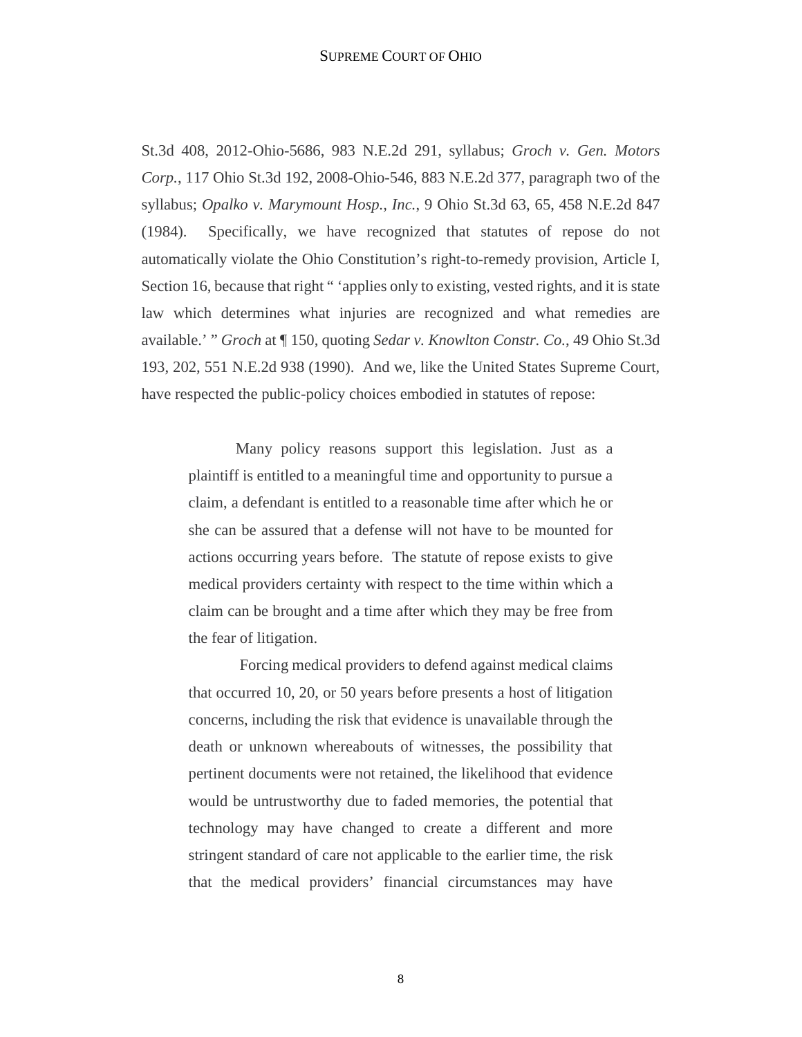St.3d 408, 2012-Ohio-5686, 983 N.E.2d 291, syllabus; *Groch v. Gen. Motors Corp.*, 117 Ohio St.3d 192, 2008-Ohio-546, 883 N.E.2d 377, paragraph two of the syllabus; *Opalko v. Marymount Hosp., Inc.*, 9 Ohio St.3d 63, 65, 458 N.E.2d 847 (1984). Specifically, we have recognized that statutes of repose do not automatically violate the Ohio Constitution's right-to-remedy provision, Article I, Section 16, because that right " 'applies only to existing, vested rights, and it is state law which determines what injuries are recognized and what remedies are available.' " *Groch* at ¶ 150, quoting *Sedar v. Knowlton Constr. Co.*, 49 Ohio St.3d 193, 202, 551 N.E.2d 938 (1990). And we, like the United States Supreme Court, have respected the public-policy choices embodied in statutes of repose:

> Many policy reasons support this legislation. Just as a plaintiff is entitled to a meaningful time and opportunity to pursue a claim, a defendant is entitled to a reasonable time after which he or she can be assured that a defense will not have to be mounted for actions occurring years before. The statute of repose exists to give medical providers certainty with respect to the time within which a claim can be brought and a time after which they may be free from the fear of litigation.
>
> Forcing medical providers to defend against medical claims that occurred 10, 20, or 50 years before presents a host of litigation concerns, including the risk that evidence is unavailable through the death or unknown whereabouts of witnesses, the possibility that pertinent documents were not retained, the likelihood that evidence would be untrustworthy due to faded memories, the potential that technology may have changed to create a different and more stringent standard of care not applicable to the earlier time, the risk that the medical providers' financial circumstances may have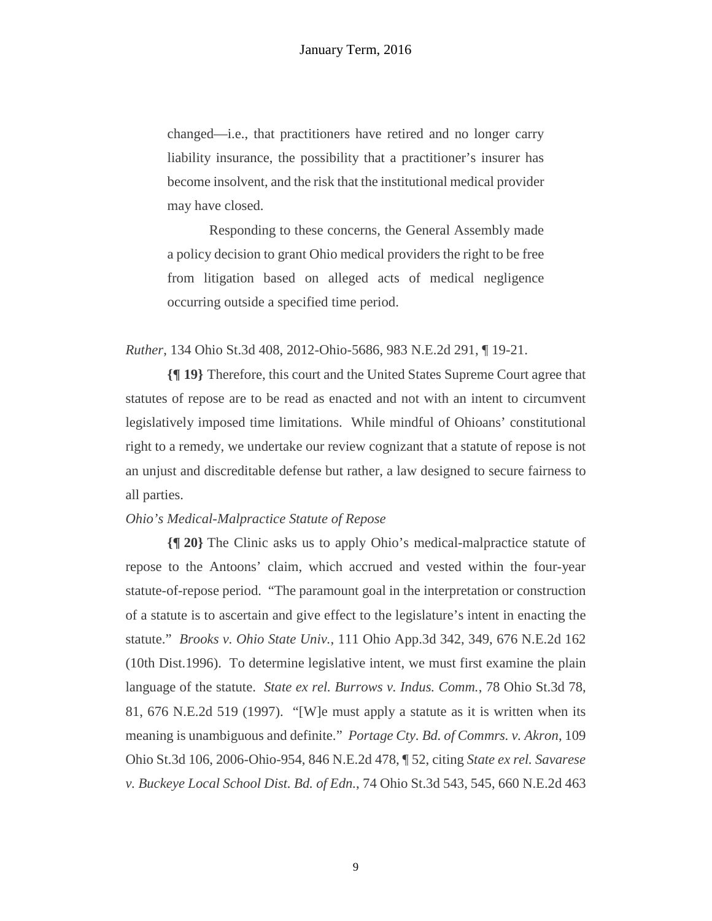> changed—i.e., that practitioners have retired and no longer carry liability insurance, the possibility that a practitioner's insurer has become insolvent, and the risk that the institutional medical provider may have closed.
>
> Responding to these concerns, the General Assembly made a policy decision to grant Ohio medical providers the right to be free from litigation based on alleged acts of medical negligence occurring outside a specified time period.

*Ruther*, 134 Ohio St.3d 408, 2012-Ohio-5686, 983 N.E.2d 291, ¶ 19-21.

**{¶ 19}** Therefore, this court and the United States Supreme Court agree that statutes of repose are to be read as enacted and not with an intent to circumvent legislatively imposed time limitations. While mindful of Ohioans' constitutional right to a remedy, we undertake our review cognizant that a statute of repose is not an unjust and discreditable defense but rather, a law designed to secure fairness to all parties.

*Ohio's Medical-Malpractice Statute of Repose*

**{¶ 20}** The Clinic asks us to apply Ohio's medical-malpractice statute of repose to the Antoons' claim, which accrued and vested within the four-year statute-of-repose period. "The paramount goal in the interpretation or construction of a statute is to ascertain and give effect to the legislature's intent in enacting the statute." *Brooks v. Ohio State Univ.*, 111 Ohio App.3d 342, 349, 676 N.E.2d 162 (10th Dist.1996). To determine legislative intent, we must first examine the plain language of the statute. *State ex rel. Burrows v. Indus. Comm.*, 78 Ohio St.3d 78, 81, 676 N.E.2d 519 (1997). "[W]e must apply a statute as it is written when its meaning is unambiguous and definite." *Portage Cty. Bd. of Commrs. v. Akron*, 109 Ohio St.3d 106, 2006-Ohio-954, 846 N.E.2d 478, ¶ 52, citing *State ex rel. Savarese v. Buckeye Local School Dist. Bd. of Edn.*, 74 Ohio St.3d 543, 545, 660 N.E.2d 463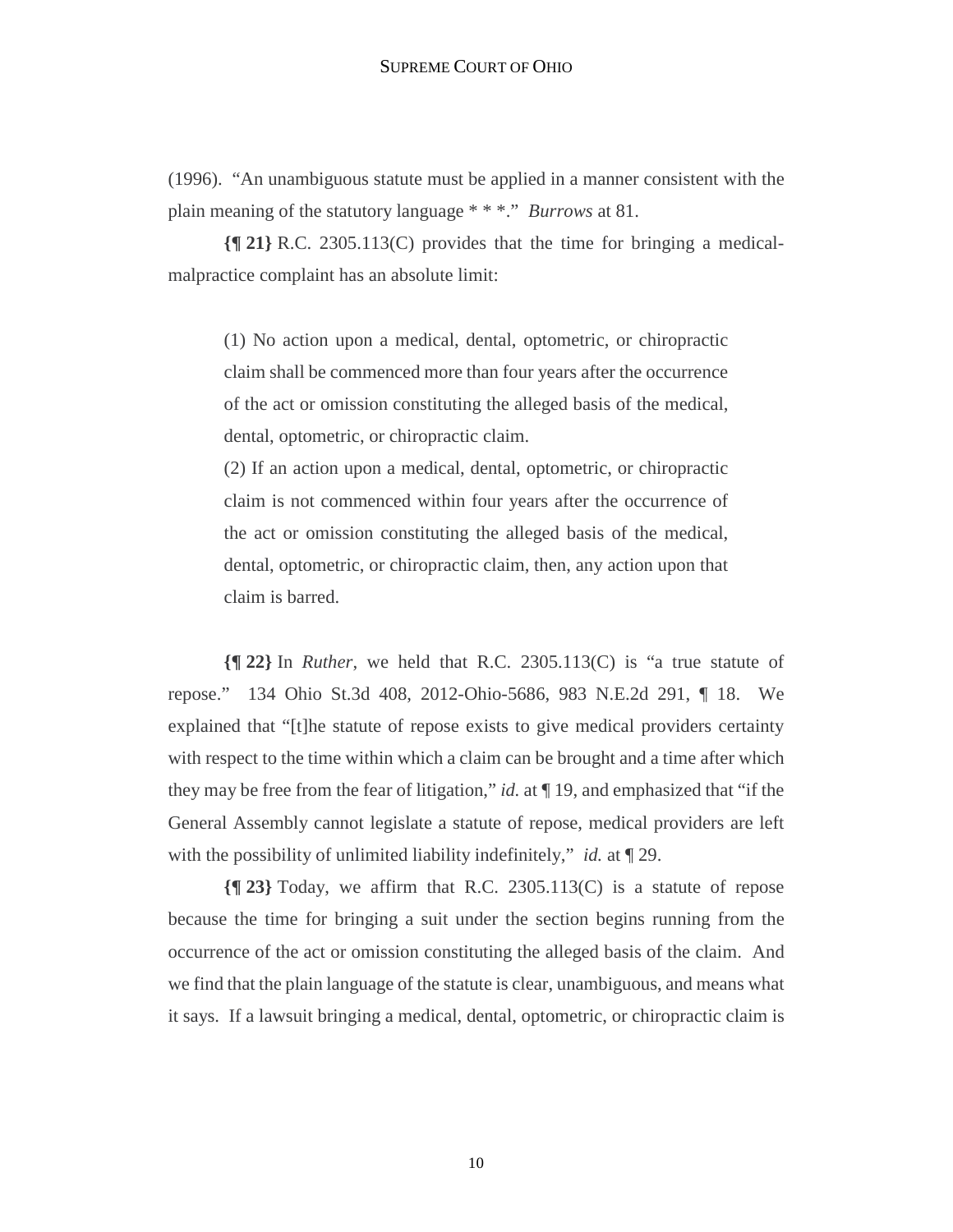(1996). "An unambiguous statute must be applied in a manner consistent with the plain meaning of the statutory language * * *." *Burrows* at 81.

**{¶ 21}** R.C. 2305.113(C) provides that the time for bringing a medical-malpractice complaint has an absolute limit:

> (1) No action upon a medical, dental, optometric, or chiropractic claim shall be commenced more than four years after the occurrence of the act or omission constituting the alleged basis of the medical, dental, optometric, or chiropractic claim.
>
> (2) If an action upon a medical, dental, optometric, or chiropractic claim is not commenced within four years after the occurrence of the act or omission constituting the alleged basis of the medical, dental, optometric, or chiropractic claim, then, any action upon that claim is barred.

**{¶ 22}** In *Ruther*, we held that R.C. 2305.113(C) is "a true statute of repose." 134 Ohio St.3d 408, 2012-Ohio-5686, 983 N.E.2d 291, ¶ 18. We explained that "[t]he statute of repose exists to give medical providers certainty with respect to the time within which a claim can be brought and a time after which they may be free from the fear of litigation," *id.* at ¶ 19, and emphasized that "if the General Assembly cannot legislate a statute of repose, medical providers are left with the possibility of unlimited liability indefinitely," *id.* at ¶ 29.

**{¶ 23}** Today, we affirm that R.C. 2305.113(C) is a statute of repose because the time for bringing a suit under the section begins running from the occurrence of the act or omission constituting the alleged basis of the claim. And we find that the plain language of the statute is clear, unambiguous, and means what it says. If a lawsuit bringing a medical, dental, optometric, or chiropractic claim is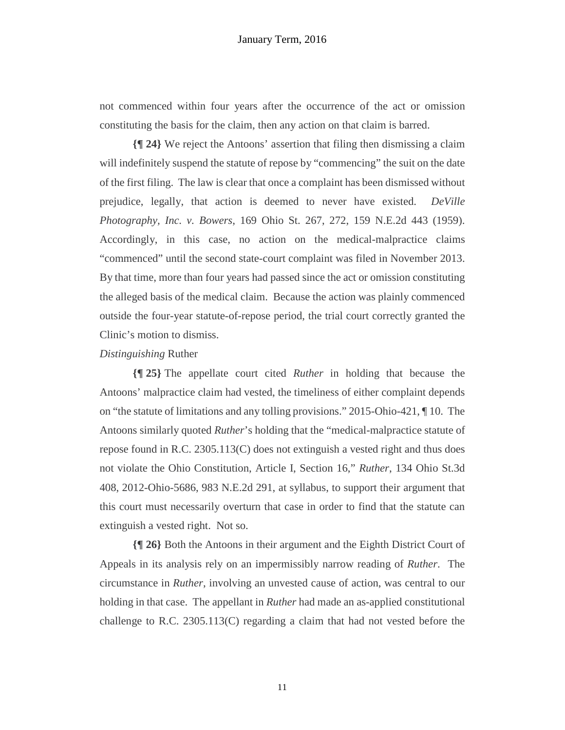not commenced within four years after the occurrence of the act or omission constituting the basis for the claim, then any action on that claim is barred.

**{¶ 24}** We reject the Antoons' assertion that filing then dismissing a claim will indefinitely suspend the statute of repose by "commencing" the suit on the date of the first filing. The law is clear that once a complaint has been dismissed without prejudice, legally, that action is deemed to never have existed. *DeVille Photography, Inc. v. Bowers*, 169 Ohio St. 267, 272, 159 N.E.2d 443 (1959). Accordingly, in this case, no action on the medical-malpractice claims "commenced" until the second state-court complaint was filed in November 2013. By that time, more than four years had passed since the act or omission constituting the alleged basis of the medical claim. Because the action was plainly commenced outside the four-year statute-of-repose period, the trial court correctly granted the Clinic's motion to dismiss.

*Distinguishing* Ruther

**{¶ 25}** The appellate court cited *Ruther* in holding that because the Antoons' malpractice claim had vested, the timeliness of either complaint depends on "the statute of limitations and any tolling provisions." 2015-Ohio-421, ¶ 10. The Antoons similarly quoted *Ruther*'s holding that the "medical-malpractice statute of repose found in R.C. 2305.113(C) does not extinguish a vested right and thus does not violate the Ohio Constitution, Article I, Section 16," *Ruther*, 134 Ohio St.3d 408, 2012-Ohio-5686, 983 N.E.2d 291, at syllabus, to support their argument that this court must necessarily overturn that case in order to find that the statute can extinguish a vested right. Not so.

**{¶ 26}** Both the Antoons in their argument and the Eighth District Court of Appeals in its analysis rely on an impermissibly narrow reading of *Ruther*. The circumstance in *Ruther*, involving an unvested cause of action, was central to our holding in that case. The appellant in *Ruther* had made an as-applied constitutional challenge to R.C. 2305.113(C) regarding a claim that had not vested before the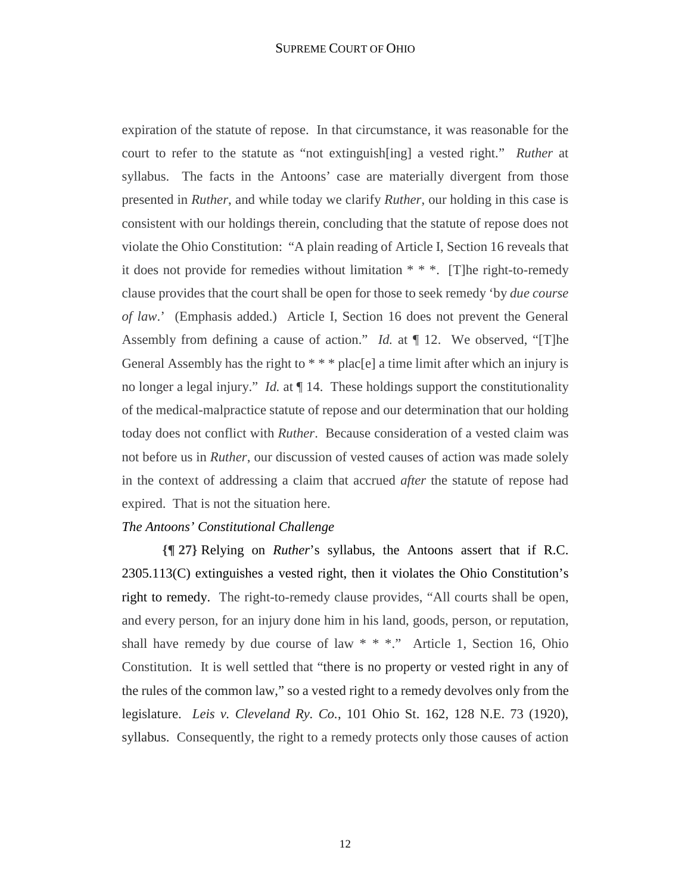expiration of the statute of repose. In that circumstance, it was reasonable for the court to refer to the statute as "not extinguish[ing] a vested right." *Ruther* at syllabus. The facts in the Antoons' case are materially divergent from those presented in *Ruther*, and while today we clarify *Ruther*, our holding in this case is consistent with our holdings therein, concluding that the statute of repose does not violate the Ohio Constitution: "A plain reading of Article I, Section 16 reveals that it does not provide for remedies without limitation * * *. [T]he right-to-remedy clause provides that the court shall be open for those to seek remedy 'by *due course of law*.' (Emphasis added.) Article I, Section 16 does not prevent the General Assembly from defining a cause of action." *Id.* at ¶ 12. We observed, "[T]he General Assembly has the right to * * * plac[e] a time limit after which an injury is no longer a legal injury." *Id.* at ¶ 14. These holdings support the constitutionality of the medical-malpractice statute of repose and our determination that our holding today does not conflict with *Ruther*. Because consideration of a vested claim was not before us in *Ruther*, our discussion of vested causes of action was made solely in the context of addressing a claim that accrued *after* the statute of repose had expired. That is not the situation here.

*The Antoons' Constitutional Challenge*

**{¶ 27}** Relying on *Ruther*'s syllabus, the Antoons assert that if R.C. 2305.113(C) extinguishes a vested right, then it violates the Ohio Constitution's right to remedy. The right-to-remedy clause provides, "All courts shall be open, and every person, for an injury done him in his land, goods, person, or reputation, shall have remedy by due course of law * * *." Article 1, Section 16, Ohio Constitution. It is well settled that "there is no property or vested right in any of the rules of the common law," so a vested right to a remedy devolves only from the legislature. *Leis v. Cleveland Ry. Co.*, 101 Ohio St. 162, 128 N.E. 73 (1920), syllabus. Consequently, the right to a remedy protects only those causes of action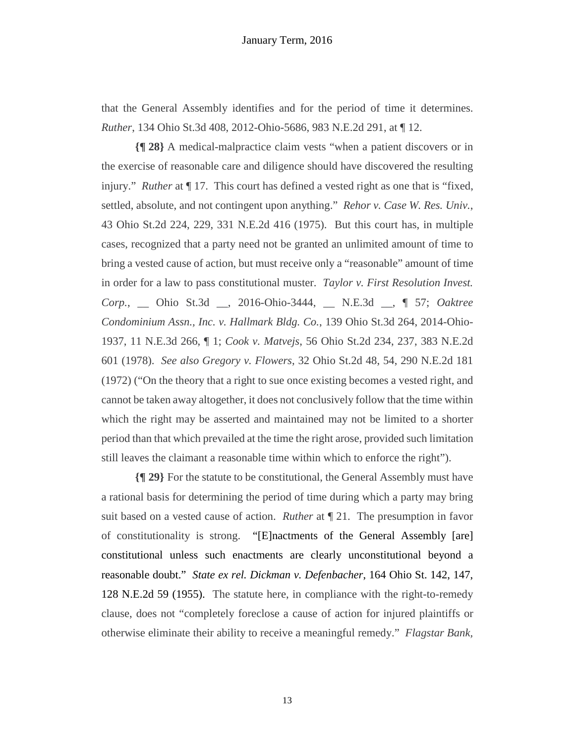that the General Assembly identifies and for the period of time it determines. *Ruther*, 134 Ohio St.3d 408, 2012-Ohio-5686, 983 N.E.2d 291, at ¶ 12.

**{¶ 28}** A medical-malpractice claim vests "when a patient discovers or in the exercise of reasonable care and diligence should have discovered the resulting injury." *Ruther* at ¶ 17. This court has defined a vested right as one that is "fixed, settled, absolute, and not contingent upon anything." *Rehor v. Case W. Res. Univ.*, 43 Ohio St.2d 224, 229, 331 N.E.2d 416 (1975). But this court has, in multiple cases, recognized that a party need not be granted an unlimited amount of time to bring a vested cause of action, but must receive only a "reasonable" amount of time in order for a law to pass constitutional muster. *Taylor v. First Resolution Invest. Corp.*, __ Ohio St.3d __, 2016-Ohio-3444, __ N.E.3d __, ¶ 57; *Oaktree Condominium Assn., Inc. v. Hallmark Bldg. Co.*, 139 Ohio St.3d 264, 2014-Ohio-1937, 11 N.E.3d 266, ¶ 1; *Cook v. Matvejs*, 56 Ohio St.2d 234, 237, 383 N.E.2d 601 (1978). *See also Gregory v. Flowers*, 32 Ohio St.2d 48, 54, 290 N.E.2d 181 (1972) ("On the theory that a right to sue once existing becomes a vested right, and cannot be taken away altogether, it does not conclusively follow that the time within which the right may be asserted and maintained may not be limited to a shorter period than that which prevailed at the time the right arose, provided such limitation still leaves the claimant a reasonable time within which to enforce the right").

**{¶ 29}** For the statute to be constitutional, the General Assembly must have a rational basis for determining the period of time during which a party may bring suit based on a vested cause of action. *Ruther* at ¶ 21. The presumption in favor of constitutionality is strong. "[E]nactments of the General Assembly [are] constitutional unless such enactments are clearly unconstitutional beyond a reasonable doubt." *State ex rel. Dickman v. Defenbacher*, 164 Ohio St. 142, 147, 128 N.E.2d 59 (1955). The statute here, in compliance with the right-to-remedy clause, does not "completely foreclose a cause of action for injured plaintiffs or otherwise eliminate their ability to receive a meaningful remedy." *Flagstar Bank*,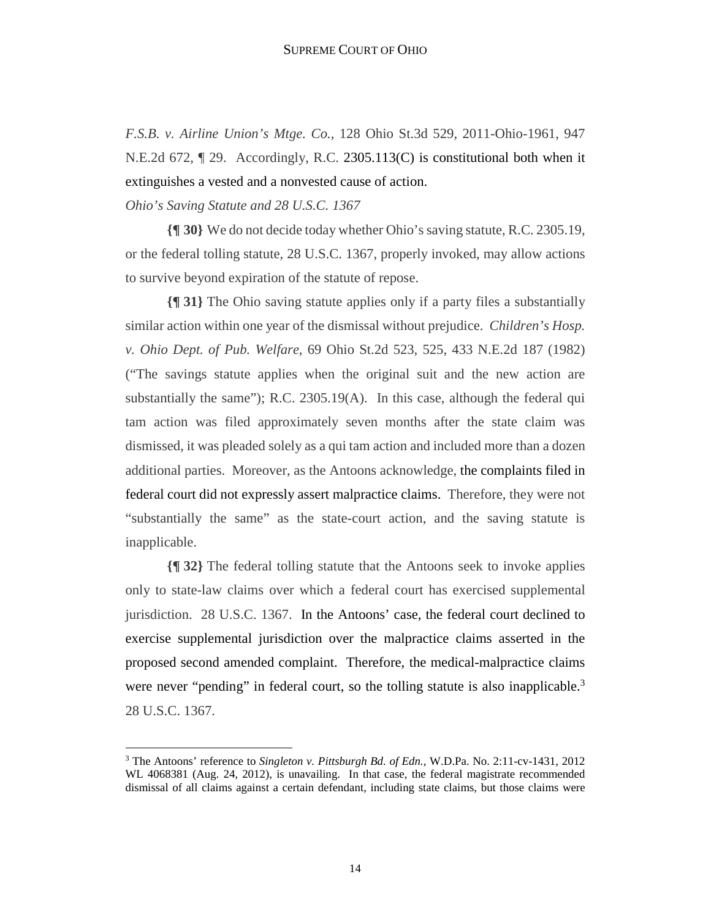*F.S.B. v. Airline Union's Mtge. Co.*, 128 Ohio St.3d 529, 2011-Ohio-1961, 947 N.E.2d 672, ¶ 29. Accordingly, R.C. 2305.113(C) is constitutional both when it extinguishes a vested and a nonvested cause of action.

*Ohio's Saving Statute and 28 U.S.C. 1367*

**{¶ 30}** We do not decide today whether Ohio's saving statute, R.C. 2305.19, or the federal tolling statute, 28 U.S.C. 1367, properly invoked, may allow actions to survive beyond expiration of the statute of repose.

**{¶ 31}** The Ohio saving statute applies only if a party files a substantially similar action within one year of the dismissal without prejudice. *Children's Hosp. v. Ohio Dept. of Pub. Welfare*, 69 Ohio St.2d 523, 525, 433 N.E.2d 187 (1982) ("The savings statute applies when the original suit and the new action are substantially the same"); R.C. 2305.19(A). In this case, although the federal qui tam action was filed approximately seven months after the state claim was dismissed, it was pleaded solely as a qui tam action and included more than a dozen additional parties. Moreover, as the Antoons acknowledge, the complaints filed in federal court did not expressly assert malpractice claims. Therefore, they were not "substantially the same" as the state-court action, and the saving statute is inapplicable.

**{¶ 32}** The federal tolling statute that the Antoons seek to invoke applies only to state-law claims over which a federal court has exercised supplemental jurisdiction. 28 U.S.C. 1367. In the Antoons' case, the federal court declined to exercise supplemental jurisdiction over the malpractice claims asserted in the proposed second amended complaint. Therefore, the medical-malpractice claims were never "pending" in federal court, so the tolling statute is also inapplicable.[3] 28 U.S.C. 1367.

[3] The Antoons' reference to *Singleton v. Pittsburgh Bd. of Edn.*, W.D.Pa. No. 2:11-cv-1431, 2012 WL 4068381 (Aug. 24, 2012), is unavailing. In that case, the federal magistrate recommended dismissal of all claims against a certain defendant, including state claims, but those claims were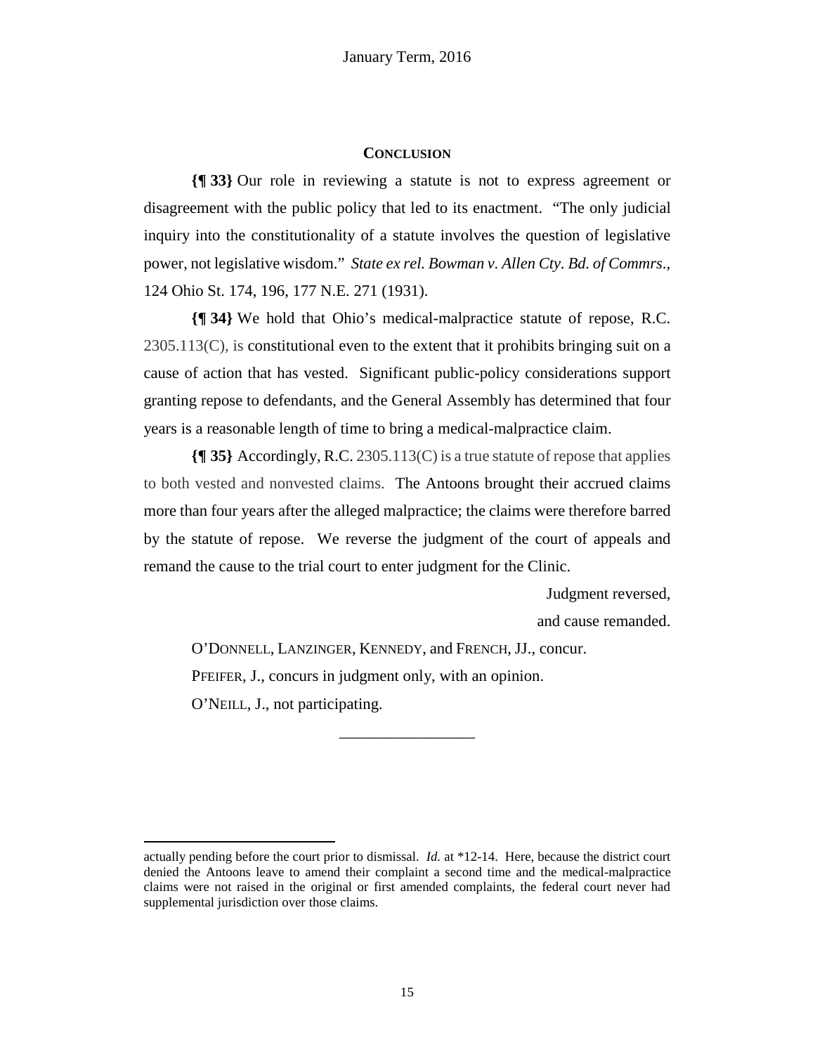## CONCLUSION

**{¶ 33}** Our role in reviewing a statute is not to express agreement or disagreement with the public policy that led to its enactment. "The only judicial inquiry into the constitutionality of a statute involves the question of legislative power, not legislative wisdom." *State ex rel. Bowman v. Allen Cty. Bd. of Commrs.*, 124 Ohio St. 174, 196, 177 N.E. 271 (1931).

**{¶ 34}** We hold that Ohio's medical-malpractice statute of repose, R.C. 2305.113(C), is constitutional even to the extent that it prohibits bringing suit on a cause of action that has vested. Significant public-policy considerations support granting repose to defendants, and the General Assembly has determined that four years is a reasonable length of time to bring a medical-malpractice claim.

**{¶ 35}** Accordingly, R.C. 2305.113(C) is a true statute of repose that applies to both vested and nonvested claims. The Antoons brought their accrued claims more than four years after the alleged malpractice; the claims were therefore barred by the statute of repose. We reverse the judgment of the court of appeals and remand the cause to the trial court to enter judgment for the Clinic.

Judgment reversed,
and cause remanded.

O'DONNELL, LANZINGER, KENNEDY, and FRENCH, JJ., concur.

PFEIFER, J., concurs in judgment only, with an opinion.

O'NEILL, J., not participating.

---

actually pending before the court prior to dismissal. *Id.* at \*12-14. Here, because the district court denied the Antoons leave to amend their complaint a second time and the medical-malpractice claims were not raised in the original or first amended complaints, the federal court never had supplemental jurisdiction over those claims.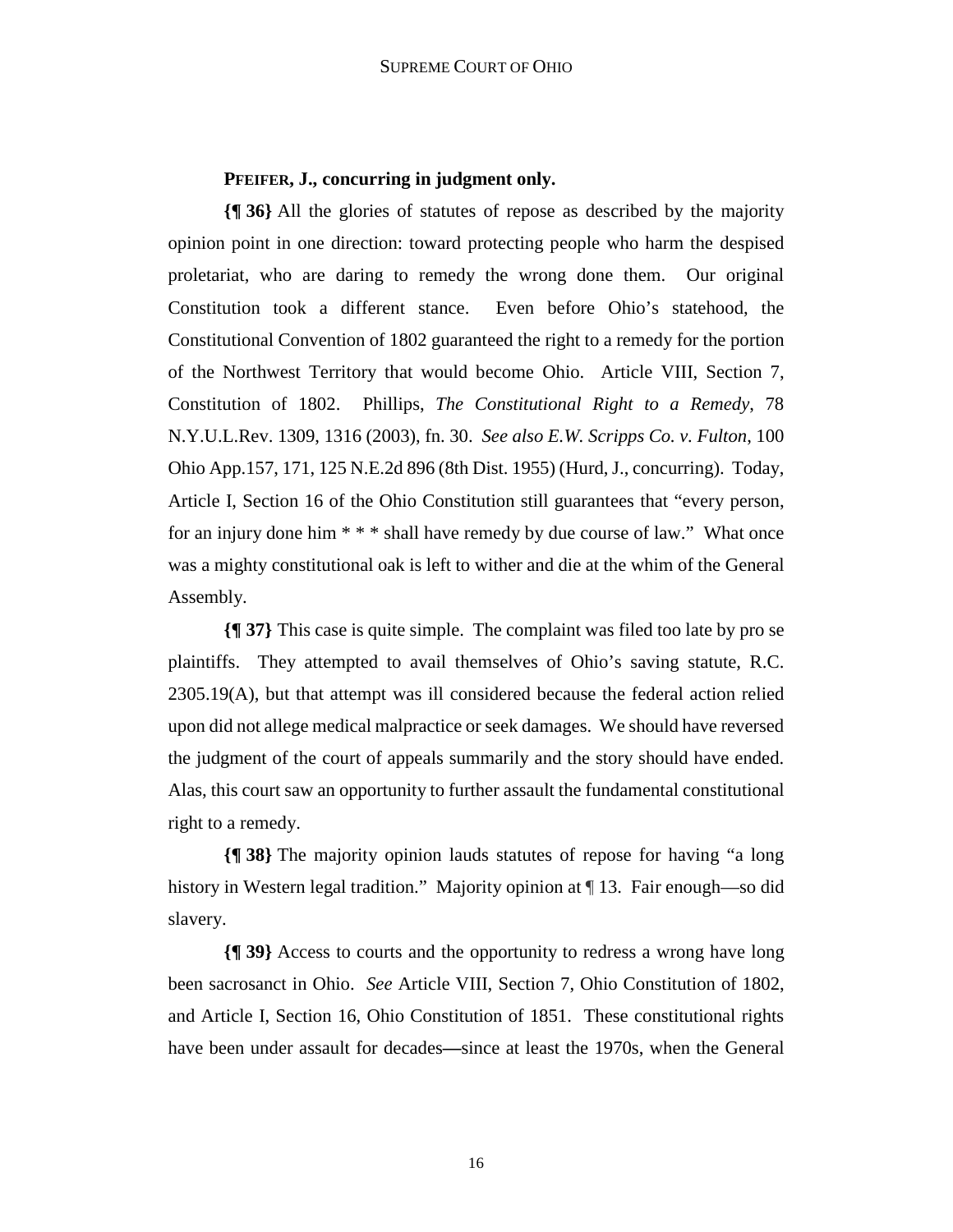**PFEIFER, J., concurring in judgment only.**

**{¶ 36}** All the glories of statutes of repose as described by the majority opinion point in one direction: toward protecting people who harm the despised proletariat, who are daring to remedy the wrong done them. Our original Constitution took a different stance. Even before Ohio's statehood, the Constitutional Convention of 1802 guaranteed the right to a remedy for the portion of the Northwest Territory that would become Ohio. Article VIII, Section 7, Constitution of 1802. Phillips, *The Constitutional Right to a Remedy*, 78 N.Y.U.L.Rev. 1309, 1316 (2003), fn. 30. *See also E.W. Scripps Co. v. Fulton*, 100 Ohio App.157, 171, 125 N.E.2d 896 (8th Dist. 1955) (Hurd, J., concurring). Today, Article I, Section 16 of the Ohio Constitution still guarantees that "every person, for an injury done him * * * shall have remedy by due course of law." What once was a mighty constitutional oak is left to wither and die at the whim of the General Assembly.

**{¶ 37}** This case is quite simple. The complaint was filed too late by pro se plaintiffs. They attempted to avail themselves of Ohio's saving statute, R.C. 2305.19(A), but that attempt was ill considered because the federal action relied upon did not allege medical malpractice or seek damages. We should have reversed the judgment of the court of appeals summarily and the story should have ended. Alas, this court saw an opportunity to further assault the fundamental constitutional right to a remedy.

**{¶ 38}** The majority opinion lauds statutes of repose for having "a long history in Western legal tradition." Majority opinion at ¶ 13. Fair enough—so did slavery.

**{¶ 39}** Access to courts and the opportunity to redress a wrong have long been sacrosanct in Ohio. *See* Article VIII, Section 7, Ohio Constitution of 1802, and Article I, Section 16, Ohio Constitution of 1851. These constitutional rights have been under assault for decades—since at least the 1970s, when the General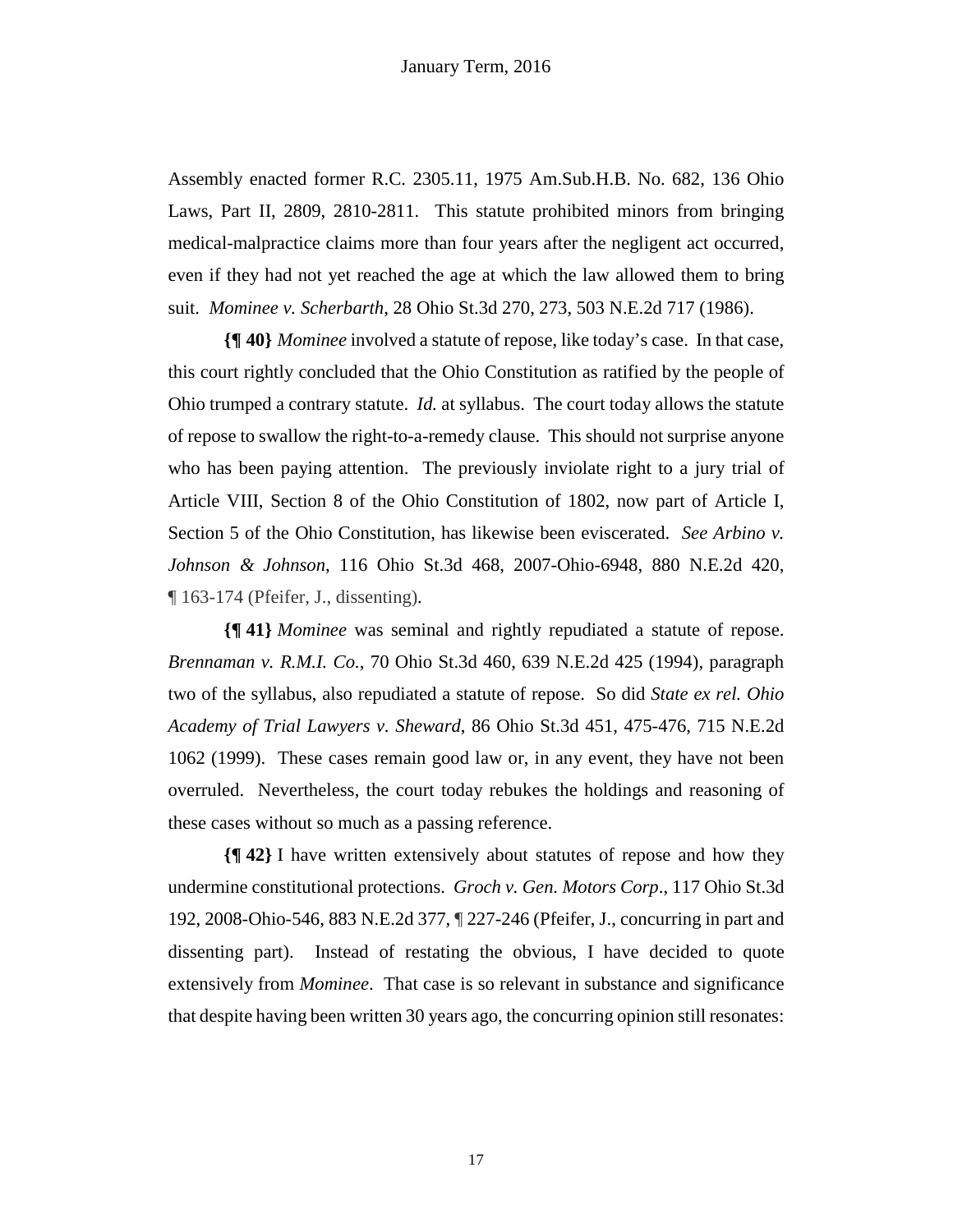Assembly enacted former R.C. 2305.11, 1975 Am.Sub.H.B. No. 682, 136 Ohio Laws, Part II, 2809, 2810-2811. This statute prohibited minors from bringing medical-malpractice claims more than four years after the negligent act occurred, even if they had not yet reached the age at which the law allowed them to bring suit. *Mominee v. Scherbarth*, 28 Ohio St.3d 270, 273, 503 N.E.2d 717 (1986).

**{¶ 40}** *Mominee* involved a statute of repose, like today's case. In that case, this court rightly concluded that the Ohio Constitution as ratified by the people of Ohio trumped a contrary statute. *Id.* at syllabus. The court today allows the statute of repose to swallow the right-to-a-remedy clause. This should not surprise anyone who has been paying attention. The previously inviolate right to a jury trial of Article VIII, Section 8 of the Ohio Constitution of 1802, now part of Article I, Section 5 of the Ohio Constitution, has likewise been eviscerated. *See Arbino v. Johnson & Johnson*, 116 Ohio St.3d 468, 2007-Ohio-6948, 880 N.E.2d 420, ¶ 163-174 (Pfeifer, J., dissenting).

**{¶ 41}** *Mominee* was seminal and rightly repudiated a statute of repose. *Brennaman v. R.M.I. Co.*, 70 Ohio St.3d 460, 639 N.E.2d 425 (1994), paragraph two of the syllabus, also repudiated a statute of repose. So did *State ex rel. Ohio Academy of Trial Lawyers v. Sheward*, 86 Ohio St.3d 451, 475-476, 715 N.E.2d 1062 (1999). These cases remain good law or, in any event, they have not been overruled. Nevertheless, the court today rebukes the holdings and reasoning of these cases without so much as a passing reference.

**{¶ 42}** I have written extensively about statutes of repose and how they undermine constitutional protections. *Groch v. Gen. Motors Corp*., 117 Ohio St.3d 192, 2008-Ohio-546, 883 N.E.2d 377, ¶ 227-246 (Pfeifer, J., concurring in part and dissenting part). Instead of restating the obvious, I have decided to quote extensively from *Mominee*. That case is so relevant in substance and significance that despite having been written 30 years ago, the concurring opinion still resonates: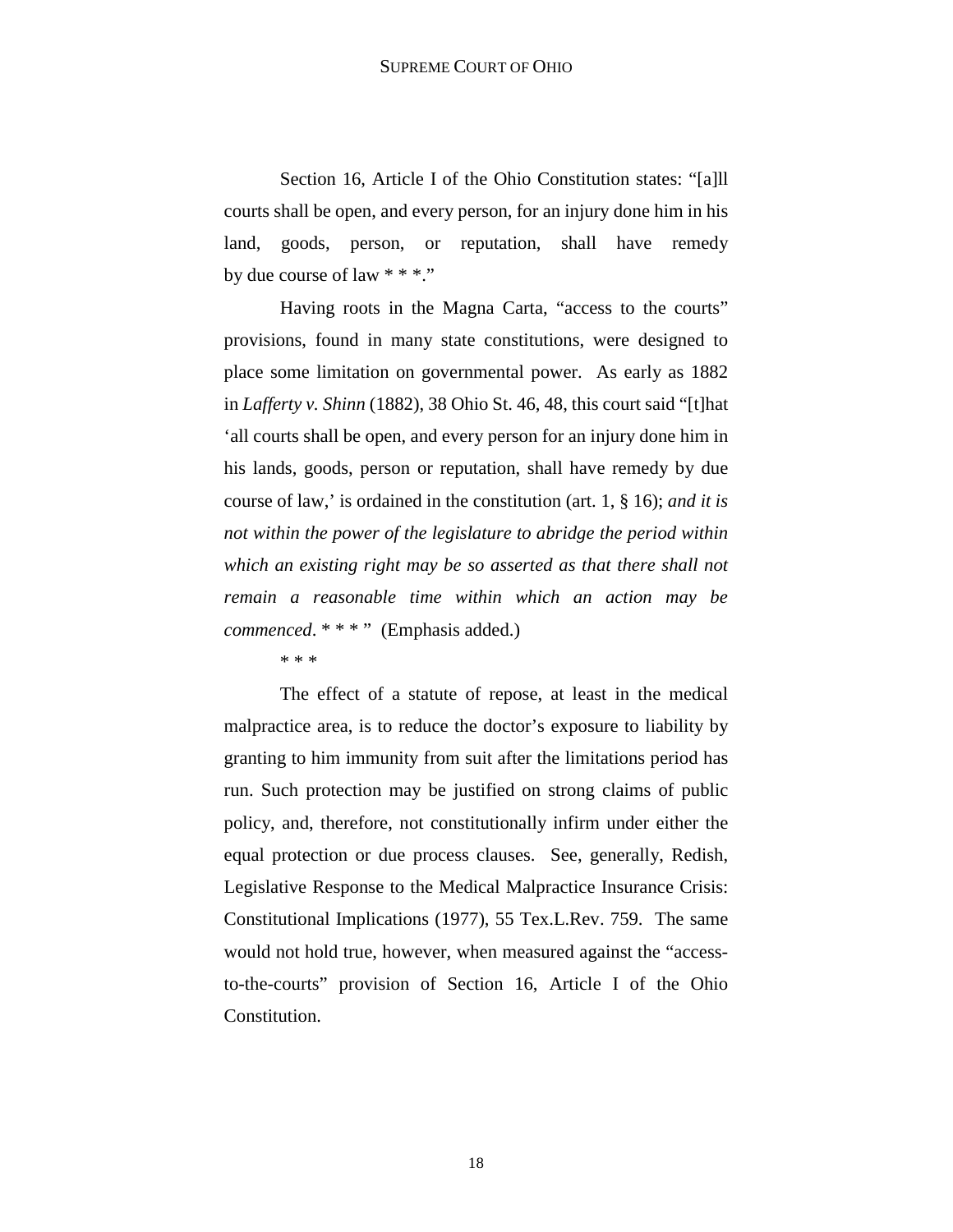Section 16, Article I of the Ohio Constitution states: "[a]ll courts shall be open, and every person, for an injury done him in his land, goods, person, or reputation, shall have remedy by due course of law * * *."

Having roots in the Magna Carta, "access to the courts" provisions, found in many state constitutions, were designed to place some limitation on governmental power. As early as 1882 in *Lafferty v. Shinn* (1882), 38 Ohio St. 46, 48, this court said "[t]hat 'all courts shall be open, and every person for an injury done him in his lands, goods, person or reputation, shall have remedy by due course of law,' is ordained in the constitution (art. 1, § 16); *and it is not within the power of the legislature to abridge the period within which an existing right may be so asserted as that there shall not remain a reasonable time within which an action may be commenced*. * * * " (Emphasis added.)

* * *

The effect of a statute of repose, at least in the medical malpractice area, is to reduce the doctor's exposure to liability by granting to him immunity from suit after the limitations period has run. Such protection may be justified on strong claims of public policy, and, therefore, not constitutionally infirm under either the equal protection or due process clauses. See, generally, Redish, Legislative Response to the Medical Malpractice Insurance Crisis: Constitutional Implications (1977), 55 Tex.L.Rev. 759. The same would not hold true, however, when measured against the "access-to-the-courts" provision of Section 16, Article I of the Ohio Constitution.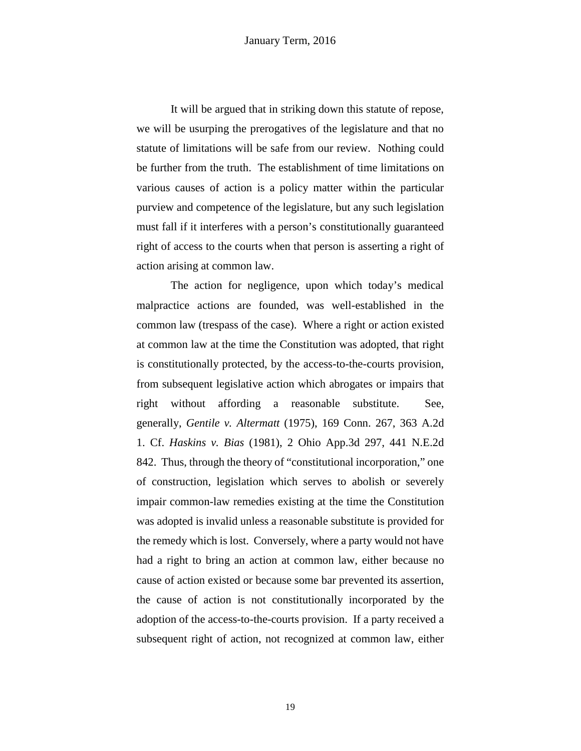It will be argued that in striking down this statute of repose, we will be usurping the prerogatives of the legislature and that no statute of limitations will be safe from our review. Nothing could be further from the truth. The establishment of time limitations on various causes of action is a policy matter within the particular purview and competence of the legislature, but any such legislation must fall if it interferes with a person's constitutionally guaranteed right of access to the courts when that person is asserting a right of action arising at common law.

The action for negligence, upon which today's medical malpractice actions are founded, was well-established in the common law (trespass of the case). Where a right or action existed at common law at the time the Constitution was adopted, that right is constitutionally protected, by the access-to-the-courts provision, from subsequent legislative action which abrogates or impairs that right without affording a reasonable substitute. See, generally, *Gentile v. Altermatt* (1975), 169 Conn. 267, 363 A.2d 1. Cf. *Haskins v. Bias* (1981), 2 Ohio App.3d 297, 441 N.E.2d 842. Thus, through the theory of "constitutional incorporation," one of construction, legislation which serves to abolish or severely impair common-law remedies existing at the time the Constitution was adopted is invalid unless a reasonable substitute is provided for the remedy which is lost. Conversely, where a party would not have had a right to bring an action at common law, either because no cause of action existed or because some bar prevented its assertion, the cause of action is not constitutionally incorporated by the adoption of the access-to-the-courts provision. If a party received a subsequent right of action, not recognized at common law, either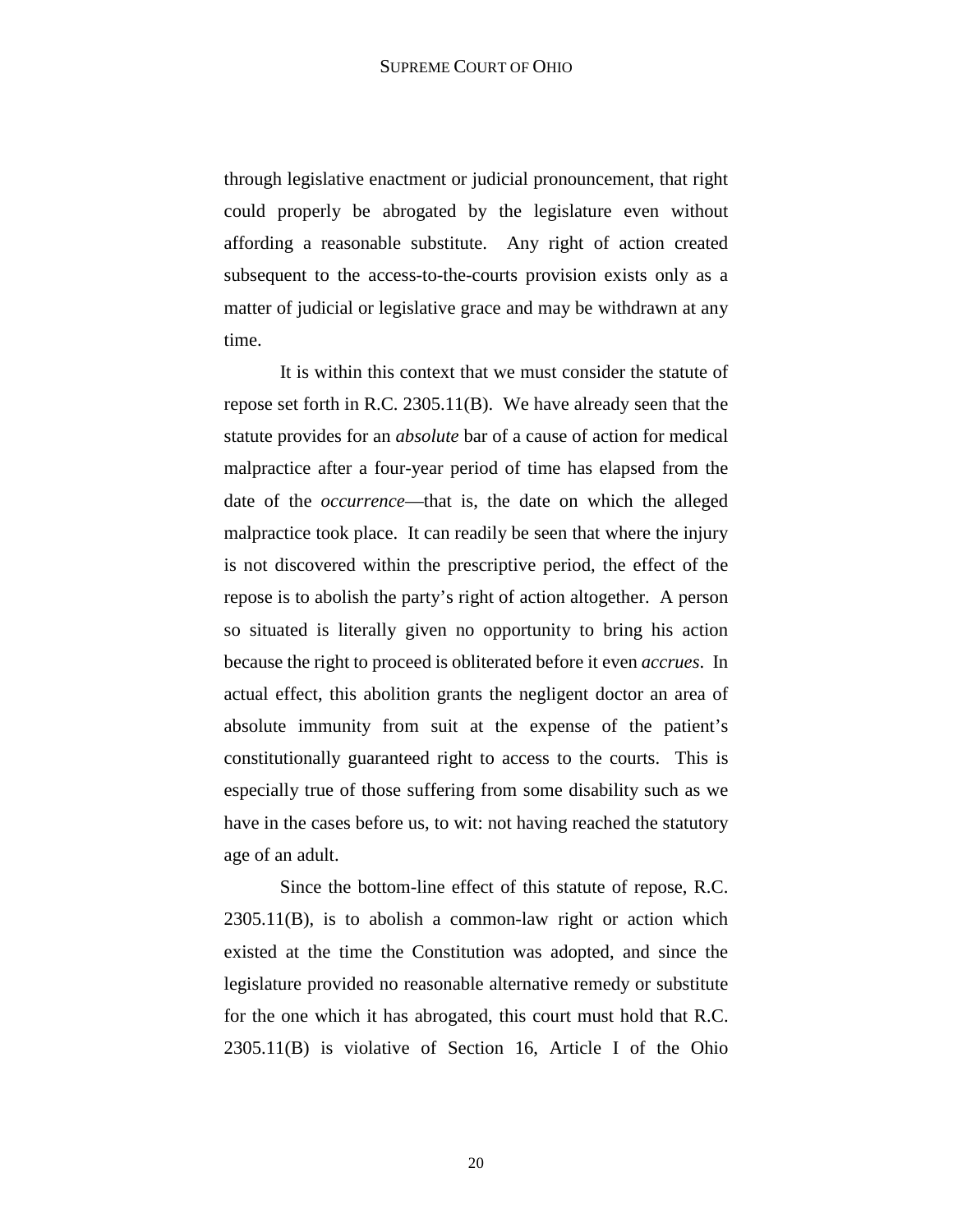through legislative enactment or judicial pronouncement, that right could properly be abrogated by the legislature even without affording a reasonable substitute. Any right of action created subsequent to the access-to-the-courts provision exists only as a matter of judicial or legislative grace and may be withdrawn at any time.

It is within this context that we must consider the statute of repose set forth in R.C. 2305.11(B). We have already seen that the statute provides for an *absolute* bar of a cause of action for medical malpractice after a four-year period of time has elapsed from the date of the *occurrence*—that is, the date on which the alleged malpractice took place. It can readily be seen that where the injury is not discovered within the prescriptive period, the effect of the repose is to abolish the party's right of action altogether. A person so situated is literally given no opportunity to bring his action because the right to proceed is obliterated before it even *accrues*. In actual effect, this abolition grants the negligent doctor an area of absolute immunity from suit at the expense of the patient's constitutionally guaranteed right to access to the courts. This is especially true of those suffering from some disability such as we have in the cases before us, to wit: not having reached the statutory age of an adult.

Since the bottom-line effect of this statute of repose, R.C. 2305.11(B), is to abolish a common-law right or action which existed at the time the Constitution was adopted, and since the legislature provided no reasonable alternative remedy or substitute for the one which it has abrogated, this court must hold that R.C. 2305.11(B) is violative of Section 16, Article I of the Ohio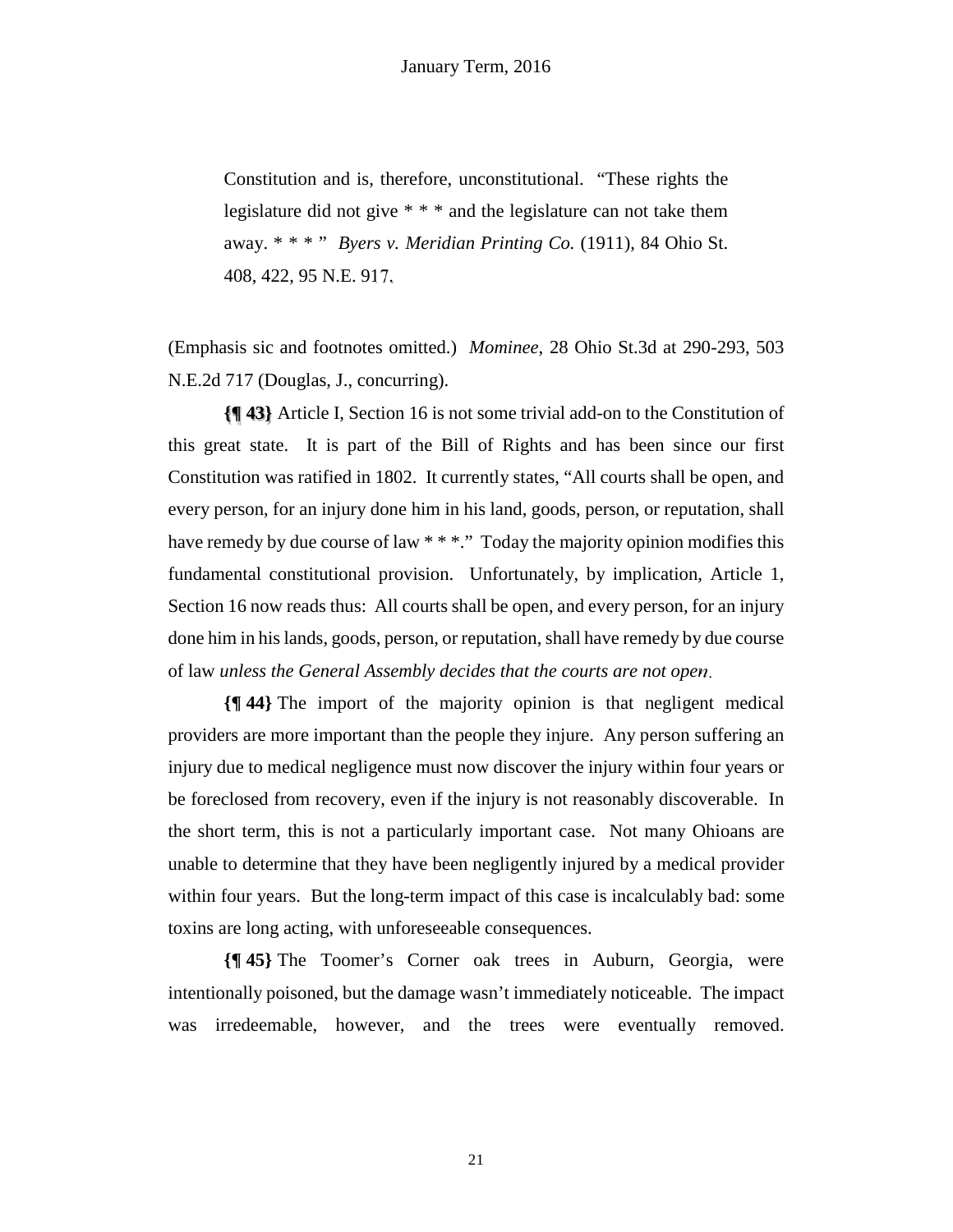> Constitution and is, therefore, unconstitutional. "These rights the legislature did not give * * * and the legislature can not take them away. * * * " *Byers v. Meridian Printing Co.* (1911), 84 Ohio St. 408, 422, 95 N.E. 917.

(Emphasis sic and footnotes omitted.) *Mominee*, 28 Ohio St.3d at 290-293, 503 N.E.2d 717 (Douglas, J., concurring).

**{¶ 43}** Article I, Section 16 is not some trivial add-on to the Constitution of this great state. It is part of the Bill of Rights and has been since our first Constitution was ratified in 1802. It currently states, "All courts shall be open, and every person, for an injury done him in his land, goods, person, or reputation, shall have remedy by due course of law * * *." Today the majority opinion modifies this fundamental constitutional provision. Unfortunately, by implication, Article 1, Section 16 now reads thus: All courts shall be open, and every person, for an injury done him in his lands, goods, person, or reputation, shall have remedy by due course of law *unless the General Assembly decides that the courts are not open*.

**{¶ 44}** The import of the majority opinion is that negligent medical providers are more important than the people they injure. Any person suffering an injury due to medical negligence must now discover the injury within four years or be foreclosed from recovery, even if the injury is not reasonably discoverable. In the short term, this is not a particularly important case. Not many Ohioans are unable to determine that they have been negligently injured by a medical provider within four years. But the long-term impact of this case is incalculably bad: some toxins are long acting, with unforeseeable consequences.

**{¶ 45}** The Toomer's Corner oak trees in Auburn, Georgia, were intentionally poisoned, but the damage wasn't immediately noticeable. The impact was irredeemable, however, and the trees were eventually removed.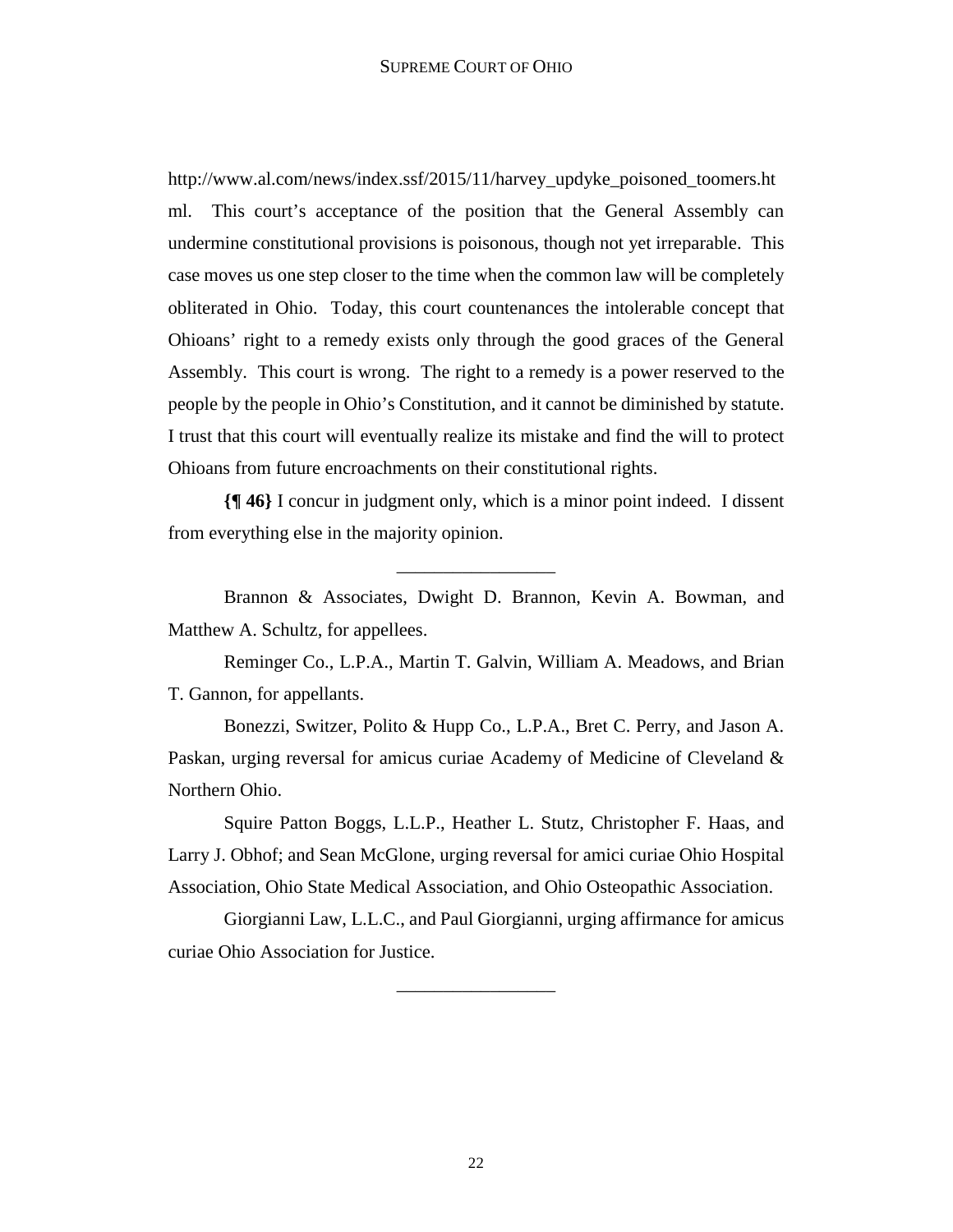http://www.al.com/news/index.ssf/2015/11/harvey_updyke_poisoned_toomers.html. This court's acceptance of the position that the General Assembly can undermine constitutional provisions is poisonous, though not yet irreparable. This case moves us one step closer to the time when the common law will be completely obliterated in Ohio. Today, this court countenances the intolerable concept that Ohioans' right to a remedy exists only through the good graces of the General Assembly. This court is wrong. The right to a remedy is a power reserved to the people by the people in Ohio's Constitution, and it cannot be diminished by statute. I trust that this court will eventually realize its mistake and find the will to protect Ohioans from future encroachments on their constitutional rights.

**{¶ 46}** I concur in judgment only, which is a minor point indeed. I dissent from everything else in the majority opinion.

_________________

Brannon & Associates, Dwight D. Brannon, Kevin A. Bowman, and Matthew A. Schultz, for appellees.

Reminger Co., L.P.A., Martin T. Galvin, William A. Meadows, and Brian T. Gannon, for appellants.

Bonezzi, Switzer, Polito & Hupp Co., L.P.A., Bret C. Perry, and Jason A. Paskan, urging reversal for amicus curiae Academy of Medicine of Cleveland & Northern Ohio.

Squire Patton Boggs, L.L.P., Heather L. Stutz, Christopher F. Haas, and Larry J. Obhof; and Sean McGlone, urging reversal for amici curiae Ohio Hospital Association, Ohio State Medical Association, and Ohio Osteopathic Association.

Giorgianni Law, L.L.C., and Paul Giorgianni, urging affirmance for amicus curiae Ohio Association for Justice.

_________________